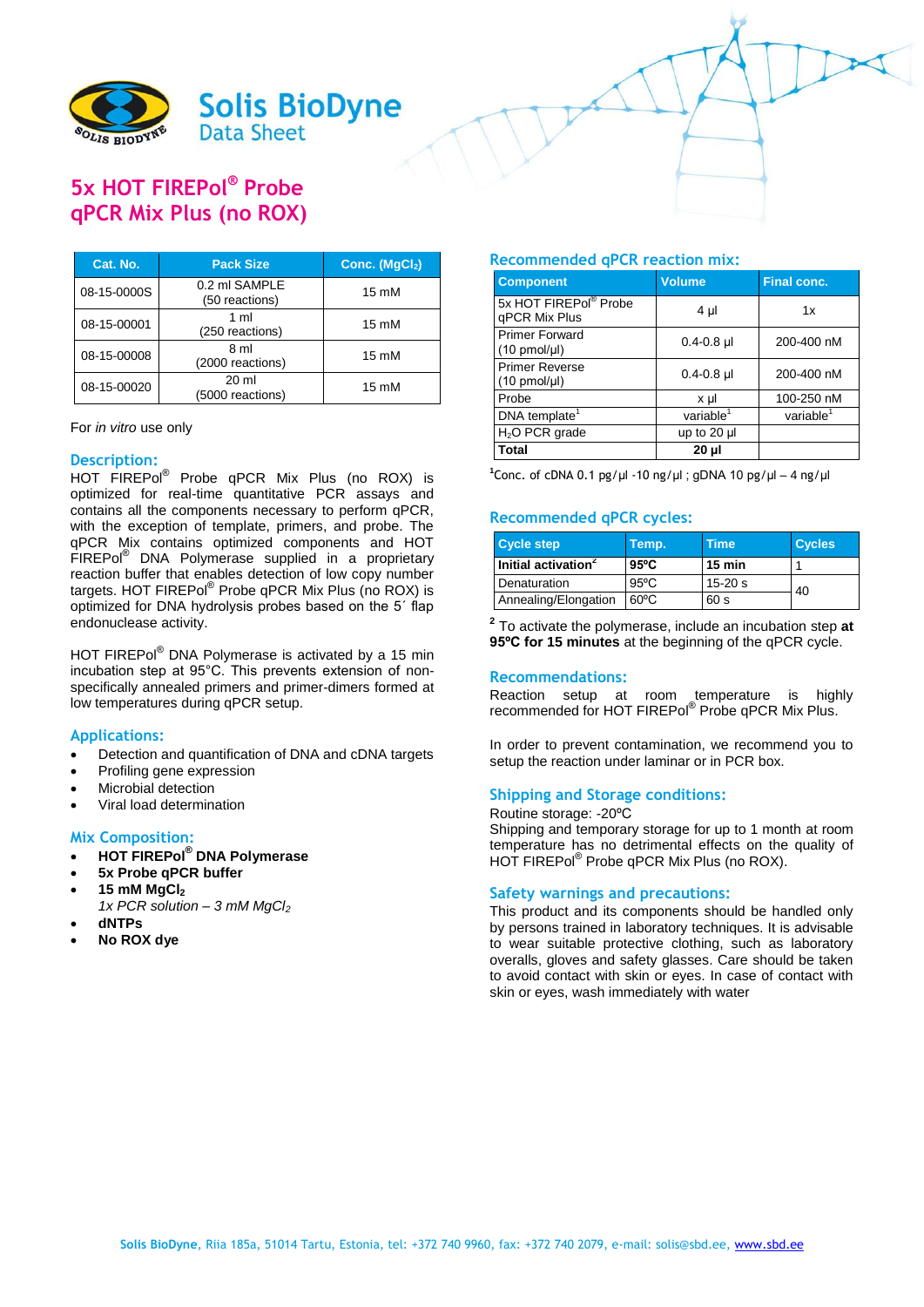Solis BioDyne
Data Sheet

# 5x HOT FIREPol® Probe qPCR Mix Plus (no ROX)

| Cat. No. | Pack Size | Conc. ($MgCl_2$) |
|---|---|---|
| 08-15-0000S | 0.2 ml SAMPLE (50 reactions) | 15 mM |
| 08-15-00001 | 1 ml (250 reactions) | 15 mM |
| 08-15-00008 | 8 ml (2000 reactions) | 15 mM |
| 08-15-00020 | 20 ml (5000 reactions) | 15 mM |

For *in vitro* use only

## Description:

HOT FIREPol® Probe qPCR Mix Plus (no ROX) is optimized for real-time quantitative PCR assays and contains all the components necessary to perform qPCR, with the exception of template, primers, and probe. The qPCR Mix contains optimized components and HOT FIREPol® DNA Polymerase supplied in a proprietary reaction buffer that enables detection of low copy number targets. HOT FIREPol® Probe qPCR Mix Plus (no ROX) is optimized for DNA hydrolysis probes based on the 5´ flap endonuclease activity.

HOT FIREPol® DNA Polymerase is activated by a 15 min incubation step at 95°C. This prevents extension of non-specifically annealed primers and primer-dimers formed at low temperatures during qPCR setup.

## Applications:

- Detection and quantification of DNA and cDNA targets
- Profiling gene expression
- Microbial detection
- Viral load determination

## Mix Composition:

- **HOT FIREPol® DNA Polymerase**
- **5x Probe qPCR buffer**
- **15 mM $MgCl_2$**
  *1x PCR solution – 3 mM $MgCl_2$*
- **dNTPs**
- **No ROX dye**

## Recommended qPCR reaction mix:

| Component | Volume | Final conc. |
|---|---|---|
| 5x HOT FIREPol® Probe qPCR Mix Plus | 4 µl | 1x |
| Primer Forward (10 pmol/µl) | 0.4-0.8 µl | 200-400 nM |
| Primer Reverse (10 pmol/µl) | 0.4-0.8 µl | 200-400 nM |
| Probe | x µl | 100-250 nM |
| DNA template[1] | variable[1] | variable[1] |
| $H_2O$ PCR grade | up to 20 µl | |
| **Total** | **20 µl** | |

[1]Conc. of cDNA 0.1 pg/µl -10 ng/µl ; gDNA 10 pg/µl – 4 ng/µl

## Recommended qPCR cycles:

| Cycle step | Temp. | Time | Cycles |
|---|---|---|---|
| **Initial activation**[2] | **95ºC** | **15 min** | 1 |
| Denaturation | 95ºC | 15-20 s | 40 |
| Annealing/Elongation | 60ºC | 60 s | |

[2] To activate the polymerase, include an incubation step **at 95ºC for 15 minutes** at the beginning of the qPCR cycle.

## Recommendations:

Reaction setup at room temperature is highly recommended for HOT FIREPol® Probe qPCR Mix Plus.

In order to prevent contamination, we recommend you to setup the reaction under laminar or in PCR box.

## Shipping and Storage conditions:

Routine storage: -20ºC
Shipping and temporary storage for up to 1 month at room temperature has no detrimental effects on the quality of HOT FIREPol® Probe qPCR Mix Plus (no ROX).

## Safety warnings and precautions:

This product and its components should be handled only by persons trained in laboratory techniques. It is advisable to wear suitable protective clothing, such as laboratory overalls, gloves and safety glasses. Care should be taken to avoid contact with skin or eyes. In case of contact with skin or eyes, wash immediately with water

**Solis BioDyne**, Riia 185a, 51014 Tartu, Estonia, tel: +372 740 9960, fax: +372 740 2079, e-mail: solis@sbd.ee, www.sbd.ee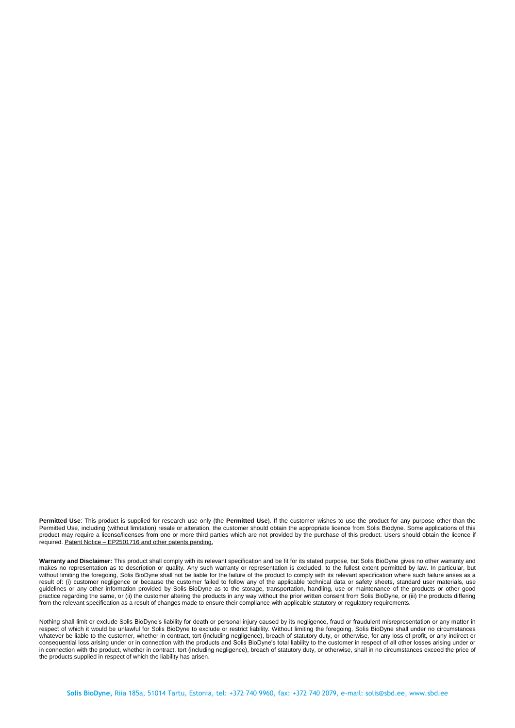**Permitted Use**: This product is supplied for research use only (the **Permitted Use**). If the customer wishes to use the product for any purpose other than the Permitted Use, including (without limitation) resale or alteration, the customer should obtain the appropriate licence from Solis Biodyne. Some applications of this product may require a license/licenses from one or more third parties which are not provided by the purchase of this product. Users should obtain the licence if required. Patent Notice – EP2501716 and other patents pending.

**Warranty and Disclaimer:** This product shall comply with its relevant specification and be fit for its stated purpose, but Solis BioDyne gives no other warranty and makes no representation as to description or quality. Any such warranty or representation is excluded, to the fullest extent permitted by law. In particular, but without limiting the foregoing, Solis BioDyne shall not be liable for the failure of the product to comply with its relevant specification where such failure arises as a result of: (i) customer negligence or because the customer failed to follow any of the applicable technical data or safety sheets, standard user materials, use guidelines or any other information provided by Solis BioDyne as to the storage, transportation, handling, use or maintenance of the products or other good practice regarding the same, or (ii) the customer altering the products in any way without the prior written consent from Solis BioDyne, or (iii) the products differing from the relevant specification as a result of changes made to ensure their compliance with applicable statutory or regulatory requirements.

Nothing shall limit or exclude Solis BioDyne's liability for death or personal injury caused by its negligence, fraud or fraudulent misrepresentation or any matter in respect of which it would be unlawful for Solis BioDyne to exclude or restrict liability. Without limiting the foregoing, Solis BioDyne shall under no circumstances whatever be liable to the customer, whether in contract, tort (including negligence), breach of statutory duty, or otherwise, for any loss of profit, or any indirect or consequential loss arising under or in connection with the products and Solis BioDyne's total liability to the customer in respect of all other losses arising under or in connection with the product, whether in contract, tort (including negligence), breach of statutory duty, or otherwise, shall in no circumstances exceed the price of the products supplied in respect of which the liability has arisen.

**Solis BioDyne,** Riia 185a, 51014 Tartu, Estonia, tel: +372 740 9960, fax: +372 740 2079, e-mail: solis@sbd.ee, www.sbd.ee